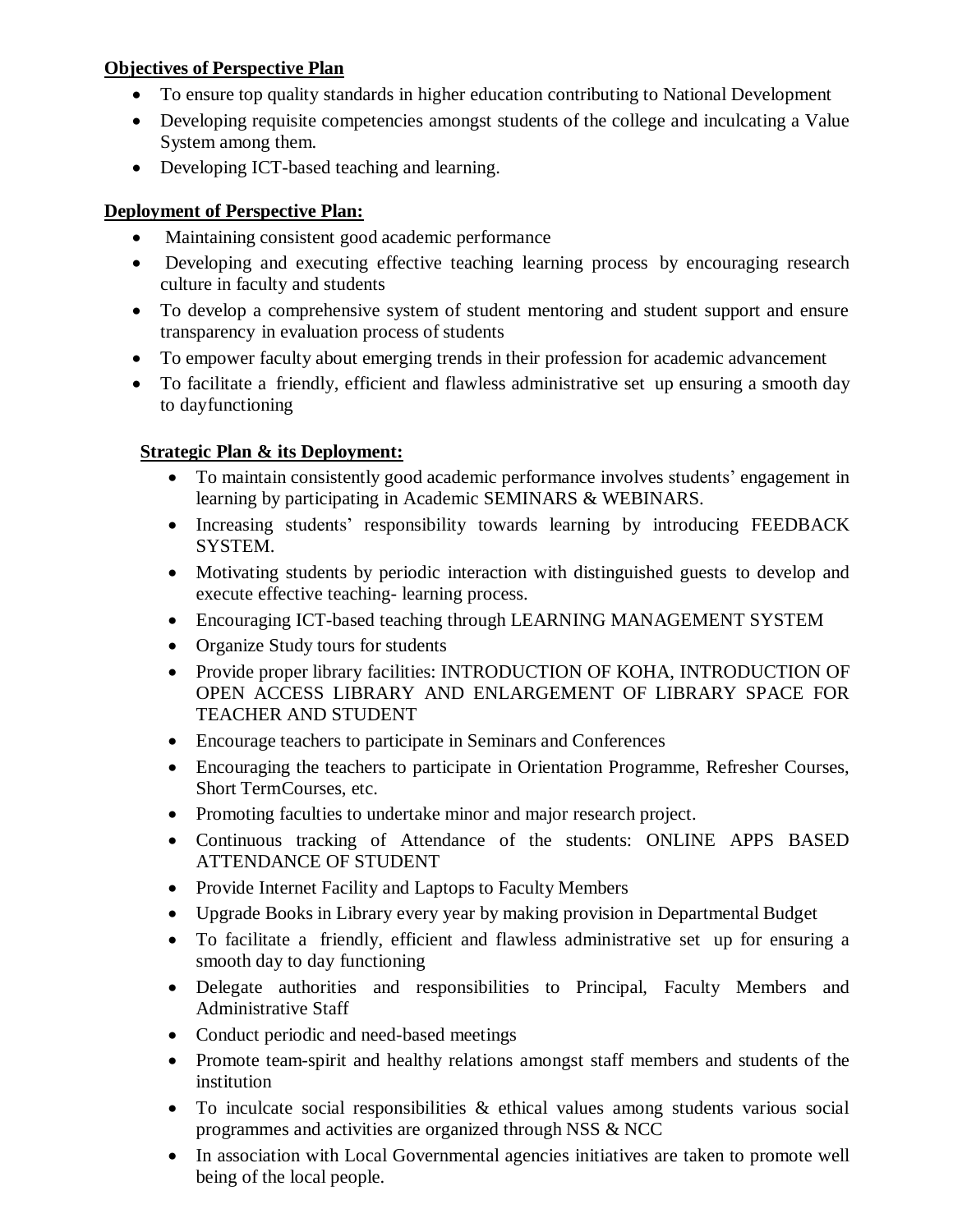**Objectives of Perspective Plan**

- To ensure top quality standards in higher education contributing to National Development
- Developing requisite competencies amongst students of the college and inculcating a Value System among them.
- Developing ICT-based teaching and learning.

**Deployment of Perspective Plan:**

- Maintaining consistent good academic performance
- Developing and executing effective teaching learning process by encouraging research culture in faculty and students
- To develop a comprehensive system of student mentoring and student support and ensure transparency in evaluation process of students
- To empower faculty about emerging trends in their profession for academic advancement
- To facilitate a friendly, efficient and flawless administrative set up ensuring a smooth day to dayfunctioning

**Strategic Plan & its Deployment:**

- To maintain consistently good academic performance involves students' engagement in learning by participating in Academic SEMINARS & WEBINARS.
- Increasing students' responsibility towards learning by introducing FEEDBACK SYSTEM.
- Motivating students by periodic interaction with distinguished guests to develop and execute effective teaching- learning process.
- Encouraging ICT-based teaching through LEARNING MANAGEMENT SYSTEM
- Organize Study tours for students
- Provide proper library facilities: INTRODUCTION OF KOHA, INTRODUCTION OF OPEN ACCESS LIBRARY AND ENLARGEMENT OF LIBRARY SPACE FOR TEACHER AND STUDENT
- Encourage teachers to participate in Seminars and Conferences
- Encouraging the teachers to participate in Orientation Programme, Refresher Courses, Short TermCourses, etc.
- Promoting faculties to undertake minor and major research project.
- Continuous tracking of Attendance of the students: ONLINE APPS BASED ATTENDANCE OF STUDENT
- Provide Internet Facility and Laptops to Faculty Members
- Upgrade Books in Library every year by making provision in Departmental Budget
- To facilitate a friendly, efficient and flawless administrative set up for ensuring a smooth day to day functioning
- Delegate authorities and responsibilities to Principal, Faculty Members and Administrative Staff
- Conduct periodic and need-based meetings
- Promote team-spirit and healthy relations amongst staff members and students of the institution
- To inculcate social responsibilities & ethical values among students various social programmes and activities are organized through NSS & NCC
- In association with Local Governmental agencies initiatives are taken to promote well being of the local people.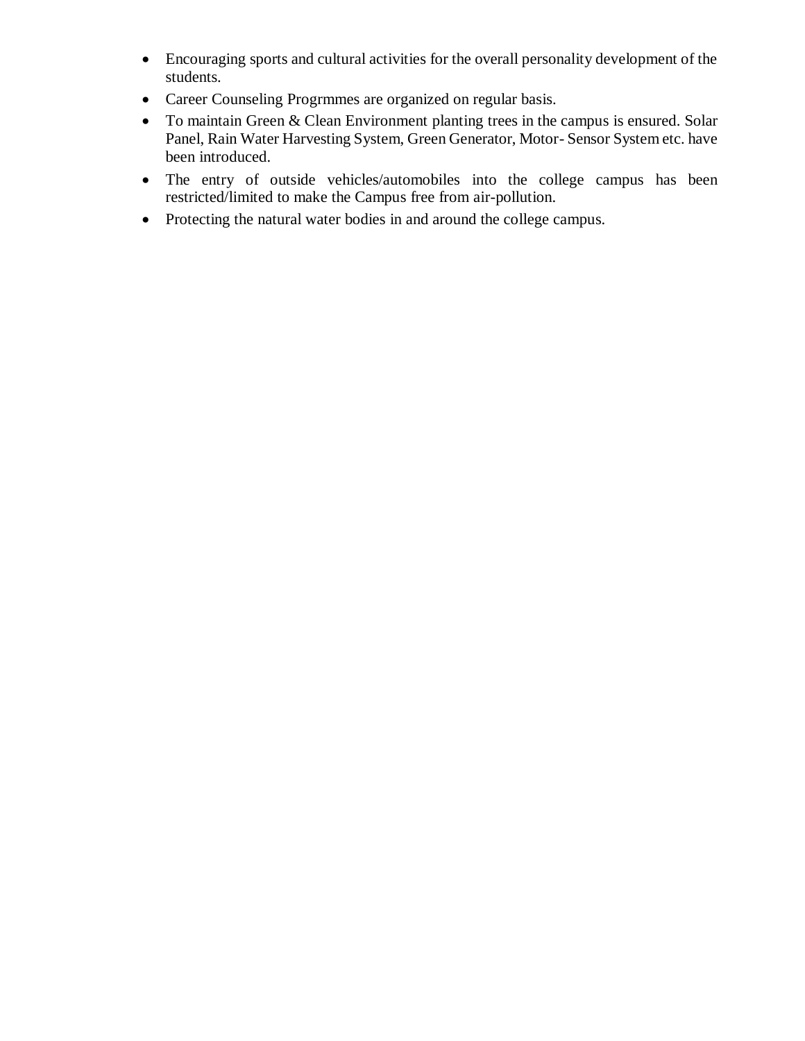- Encouraging sports and cultural activities for the overall personality development of the students.
- Career Counseling Progrmmes are organized on regular basis.
- To maintain Green & Clean Environment planting trees in the campus is ensured. Solar Panel, Rain Water Harvesting System, Green Generator, Motor- Sensor System etc. have been introduced.
- The entry of outside vehicles/automobiles into the college campus has been restricted/limited to make the Campus free from air-pollution.
- Protecting the natural water bodies in and around the college campus.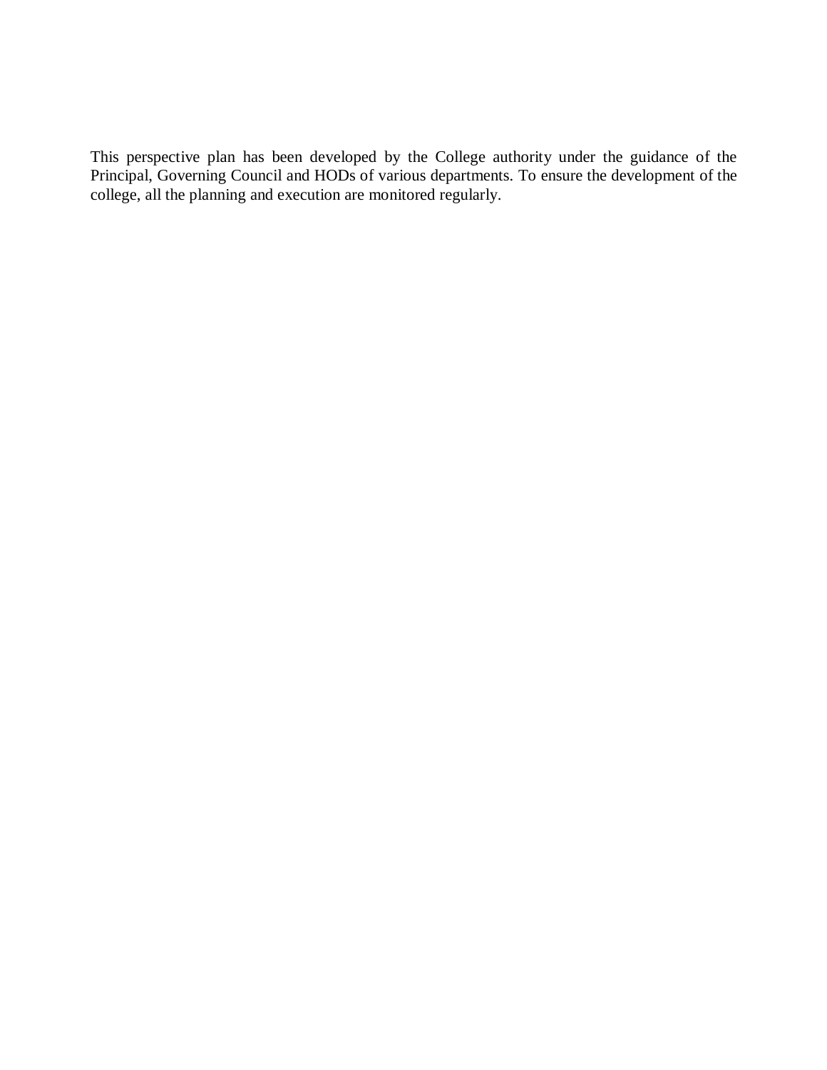This perspective plan has been developed by the College authority under the guidance of the Principal, Governing Council and HODs of various departments. To ensure the development of the college, all the planning and execution are monitored regularly.